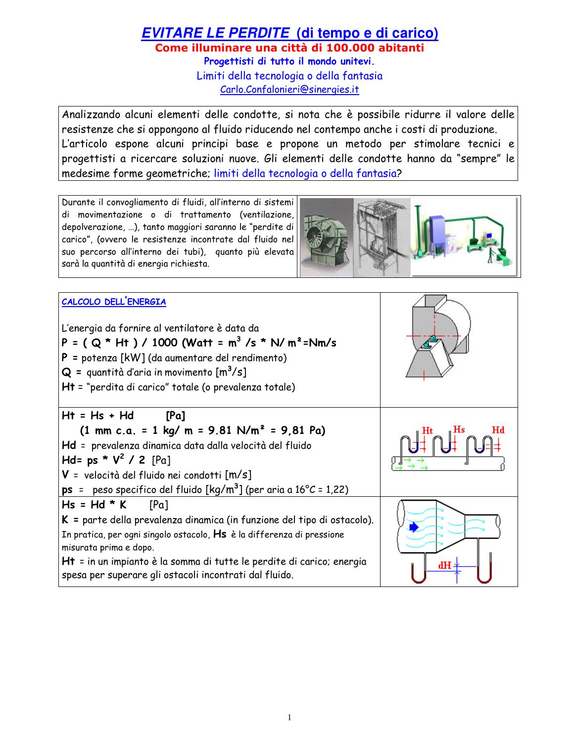# *EVITARE LE PERDITE* (di tempo e di carico)

**Come illuminare una città di 100.000 abitanti**

**Progettisti di tutto il mondo unitevi.**

Limiti della tecnologia o della fantasia

Carlo.Confalonieri@sinergies.it

Analizzando alcuni elementi delle condotte, si nota che è possibile ridurre il valore delle resistenze che si oppongono al fluido riducendo nel contempo anche i costi di produzione. L'articolo espone alcuni principi base e propone un metodo per stimolare tecnici e progettisti a ricercare soluzioni nuove. Gli elementi delle condotte hanno da "sempre" le medesime forme geometriche; limiti della tecnologia o della fantasia?

Durante il convogliamento di fluidi, all'interno di sistemi di movimentazione o di trattamento (ventilazione, depolverazione, …), tanto maggiori saranno le "perdite di carico", (ovvero le resistenze incontrate dal fluido nel suo percorso all'interno dei tubi), quanto più elevata sarà la quantità di energia richiesta.

**CALCOLO DELL'ENERGIA**

L'energia da fornire al ventilatore è data da

**P = ( Q * Ht ) / 1000 (Watt = $m^3$ /s * N/ m²=Nm/s**

**P** = potenza [kW] (da aumentare del rendimento)

**Q** = quantità d'aria in movimento [$m^3$/s]

**Ht** = "perdita di carico" totale (o prevalenza totale)

**Ht = Hs + Hd** **[Pa]**

**(1 mm c.a. = 1 kg/ m = 9.81 N/m² = 9,81 Pa)**

**Hd** = prevalenza dinamica data dalla velocità del fluido

**Hd= ps * $V^2$ / 2** [Pa]

**V** = velocità del fluido nei condotti [m/s]

**ps** = peso specifico del fluido [kg/$m^3$] (per aria a 16°C = 1,22)

**Hs = Hd * K** [Pa]

**K** = parte della prevalenza dinamica (in funzione del tipo di ostacolo).

In pratica, per ogni singolo ostacolo, **Hs** è la differenza di pressione misurata prima e dopo.

**Ht** = in un impianto è la somma di tutte le perdite di carico; energia spesa per superare gli ostacoli incontrati dal fluido.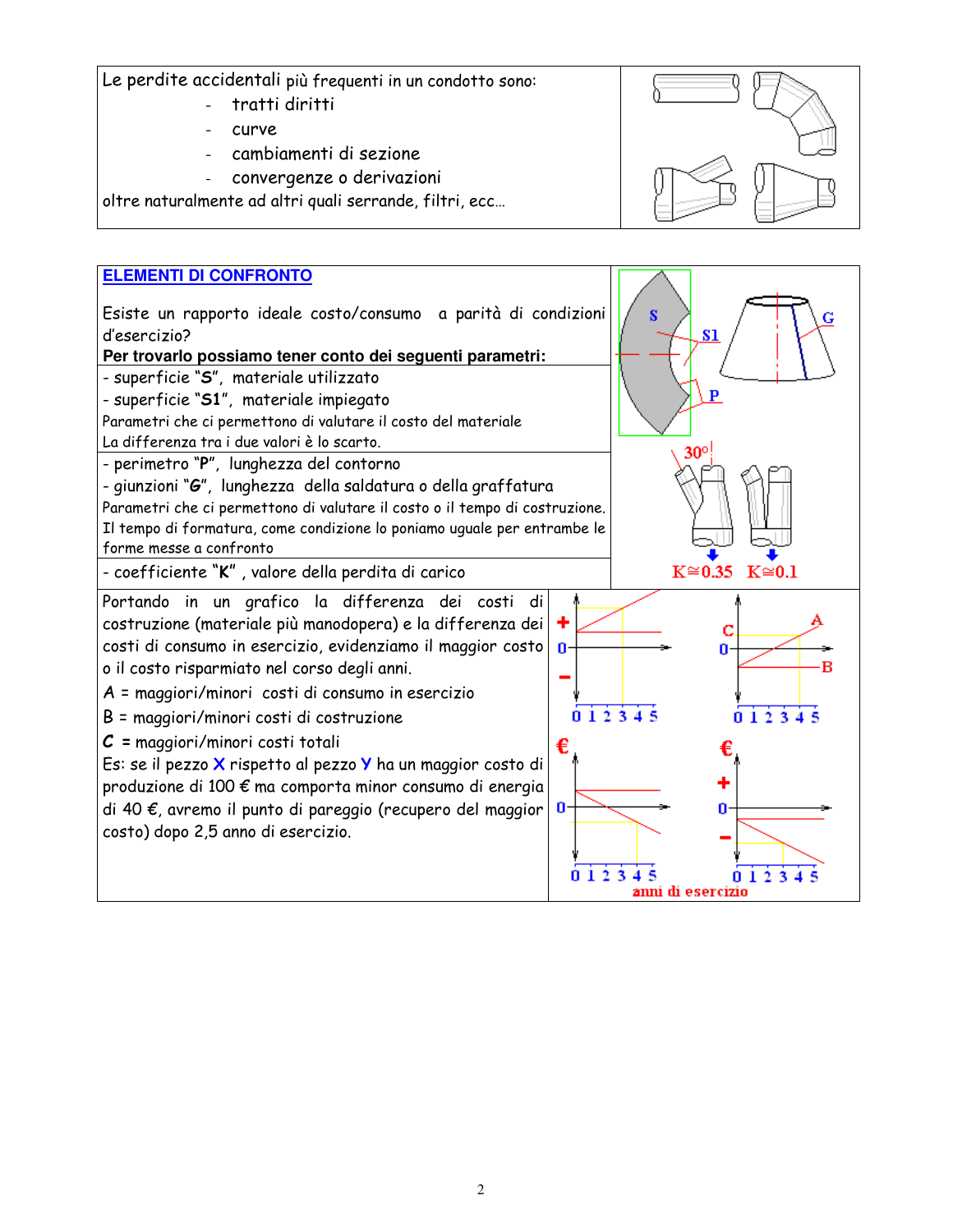Le perdite accidentali più frequenti in un condotto sono:

- tratti diritti
- curve
- cambiamenti di sezione
- convergenze o derivazioni

oltre naturalmente ad altri quali serrande, filtri, ecc…

## ELEMENTI DI CONFRONTO

Esiste un rapporto ideale costo/consumo a parità di condizioni d'esercizio?

**Per trovarlo possiamo tener conto dei seguenti parametri:**

- superficie "**S**", materiale utilizzato
- superficie "**S1**", materiale impiegato

Parametri che ci permettono di valutare il costo del materiale
La differenza tra i due valori è lo scarto.

- perimetro "**P**", lunghezza del contorno
- giunzioni "**G**", lunghezza della saldatura o della graffatura

Parametri che ci permettono di valutare il costo o il tempo di costruzione.
Il tempo di formatura, come condizione lo poniamo uguale per entrambe le forme messe a confronto

- coefficiente "**K**", valore della perdita di carico

$K \cong 0.35$ $\quad K \cong 0.1$

Portando in un grafico la differenza dei costi di costruzione (materiale più manodopera) e la differenza dei costi di consumo in esercizio, evidenziamo il maggior costo o il costo risparmiato nel corso degli anni.

A = maggiori/minori costi di consumo in esercizio

B = maggiori/minori costi di costruzione

*C* = maggiori/minori costi totali

Es: se il pezzo **X** rispetto al pezzo **Y** ha un maggior costo di produzione di 100 € ma comporta minor consumo di energia di 40 €, avremo il punto di pareggio (recupero del maggior costo) dopo 2,5 anno di esercizio.

anni di esercizio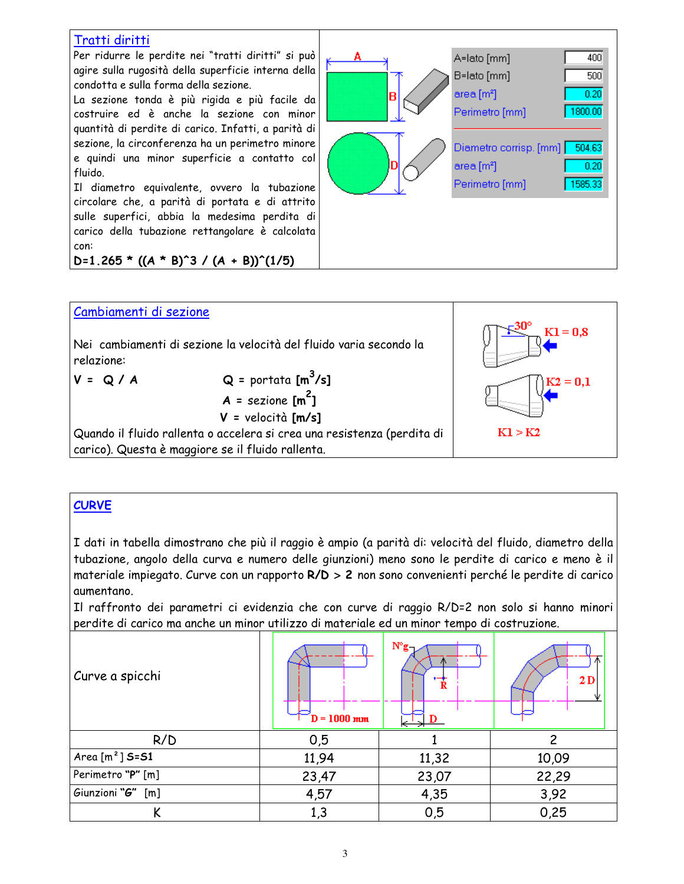## Tratti diritti

Per ridurre le perdite nei "tratti diritti" si può agire sulla rugosità della superficie interna della condotta e sulla forma della sezione.

La sezione tonda è più rigida e più facile da costruire ed è anche la sezione con minor quantità di perdite di carico. Infatti, a parità di sezione, la circonferenza ha un perimetro minore e quindi una minor superficie a contatto col fluido.

Il diametro equivalente, ovvero la tubazione circolare che, a parità di portata e di attrito sulle superfici, abbia la medesima perdita di carico della tubazione rettangolare è calcolata con:

**D=1.265 * ((A * B)^3 / (A + B))^(1/5)**

| | |
|---|---|
| A=lato [mm] | 400 |
| B=lato [mm] | 500 |
| area [m²] | 0.20 |
| Perimetro [mm] | 1800.00 |
| Diametro corrisp. [mm] | 504.63 |
| area [m²] | 0.20 |
| Perimetro [mm] | 1585.33 |

## Cambiamenti di sezione

Nei cambiamenti di sezione la velocità del fluido varia secondo la relazione:

**V = Q / A**

- **Q** = portata **[m³/s]**
- **A** = sezione **[m²]**
- **V** = velocità **[m/s]**

Quando il fluido rallenta o accelera si crea una resistenza (perdita di carico). Questa è maggiore se il fluido rallenta.

30° K1 = 0,8

K2 = 0,1

K1 > K2

## CURVE

I dati in tabella dimostrano che più il raggio è ampio (a parità di: velocità del fluido, diametro della tubazione, angolo della curva e numero delle giunzioni) meno sono le perdite di carico e meno è il materiale impiegato. Curve con un rapporto **R/D** > **2** non sono convenienti perché le perdite di carico aumentano.

Il raffronto dei parametri ci evidenzia che con curve di raggio R/D=2 non solo si hanno minori perdite di carico ma anche un minor utilizzo di materiale ed un minor tempo di costruzione.

Curve a spicchi (D = 1000 mm)

| R/D | 0,5 | 1 | 2 |
|---|---|---|---|
| Area [m²] **S=S1** | 11,94 | 11,32 | 10,09 |
| Perimetro **"P"** [m] | 23,47 | 23,07 | 22,29 |
| Giunzioni **"G"** [m] | 4,57 | 4,35 | 3,92 |
| K | 1,3 | 0,5 | 0,25 |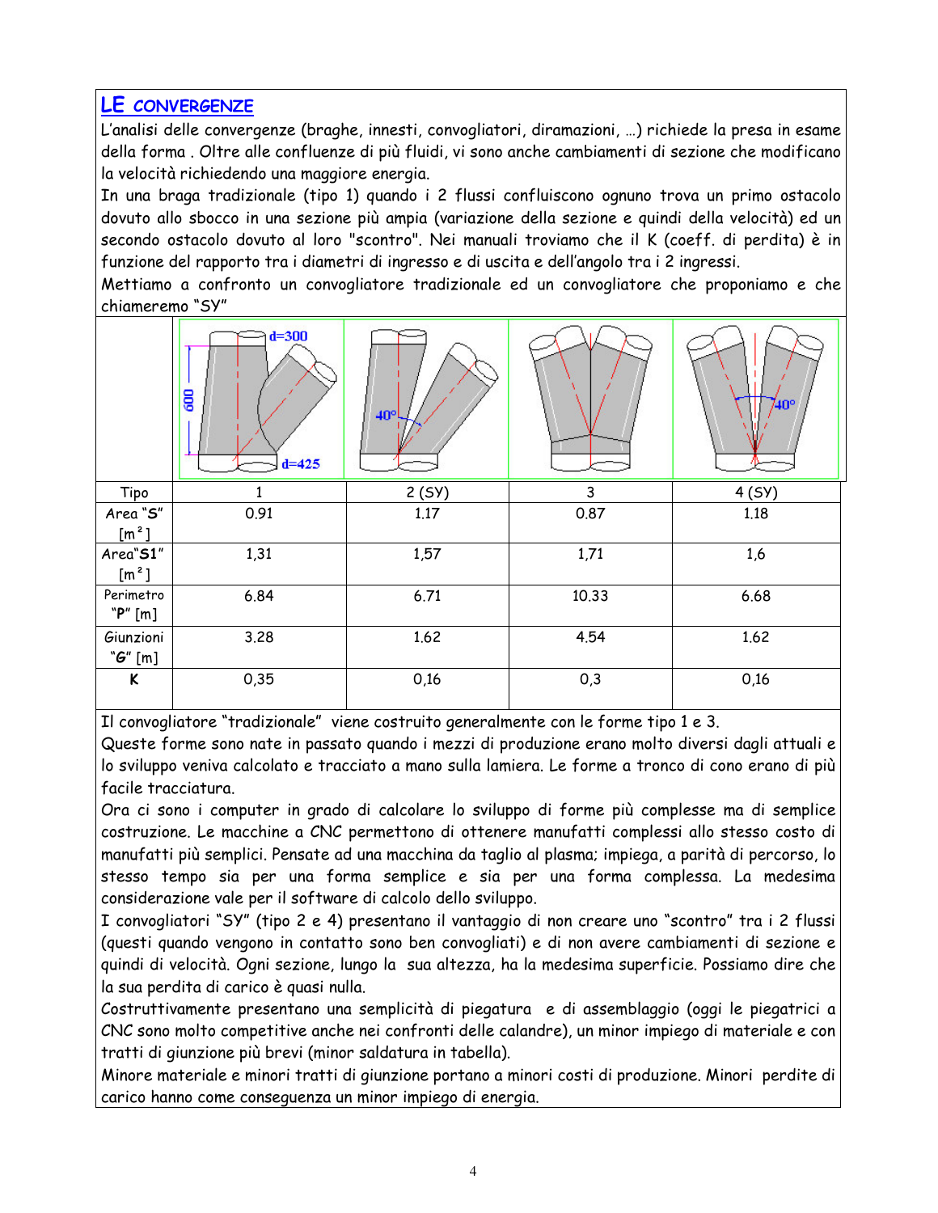## LE CONVERGENZE

L'analisi delle convergenze (braghe, innesti, convogliatori, diramazioni, …) richiede la presa in esame della forma . Oltre alle confluenze di più fluidi, vi sono anche cambiamenti di sezione che modificano la velocità richiedendo una maggiore energia.

In una braga tradizionale (tipo 1) quando i 2 flussi confluiscono ognuno trova un primo ostacolo dovuto allo sbocco in una sezione più ampia (variazione della sezione e quindi della velocità) ed un secondo ostacolo dovuto al loro "scontro". Nei manuali troviamo che il K (coeff. di perdita) è in funzione del rapporto tra i diametri di ingresso e di uscita e dell'angolo tra i 2 ingressi.

Mettiamo a confronto un convogliatore tradizionale ed un convogliatore che proponiamo e che chiameremo "SY"

| Tipo | 1 | 2 (SY) | 3 | 4 (SY) |
|---|---|---|---|---|
| Area "**S**" [m²] | 0.91 | 1.17 | 0.87 | 1.18 |
| Area"**S1**" [m²] | 1,31 | 1,57 | 1,71 | 1,6 |
| Perimetro "**P**" [m] | 6.84 | 6.71 | 10.33 | 6.68 |
| Giunzioni "**G**" [m] | 3.28 | 1.62 | 4.54 | 1.62 |
| **K** | 0,35 | 0,16 | 0,3 | 0,16 |

Il convogliatore "tradizionale" viene costruito generalmente con le forme tipo 1 e 3.

Queste forme sono nate in passato quando i mezzi di produzione erano molto diversi dagli attuali e lo sviluppo veniva calcolato e tracciato a mano sulla lamiera. Le forme a tronco di cono erano di più facile tracciatura.

Ora ci sono i computer in grado di calcolare lo sviluppo di forme più complesse ma di semplice costruzione. Le macchine a CNC permettono di ottenere manufatti complessi allo stesso costo di manufatti più semplici. Pensate ad una macchina da taglio al plasma; impiega, a parità di percorso, lo stesso tempo sia per una forma semplice e sia per una forma complessa. La medesima considerazione vale per il software di calcolo dello sviluppo.

I convogliatori "SY" (tipo 2 e 4) presentano il vantaggio di non creare uno "scontro" tra i 2 flussi (questi quando vengono in contatto sono ben convogliati) e di non avere cambiamenti di sezione e quindi di velocità. Ogni sezione, lungo la sua altezza, ha la medesima superficie. Possiamo dire che la sua perdita di carico è quasi nulla.

Costruttivamente presentano una semplicità di piegatura e di assemblaggio (oggi le piegatrici a CNC sono molto competitive anche nei confronti delle calandre), un minor impiego di materiale e con tratti di giunzione più brevi (minor saldatura in tabella).

Minore materiale e minori tratti di giunzione portano a minori costi di produzione. Minori perdite di carico hanno come conseguenza un minor impiego di energia.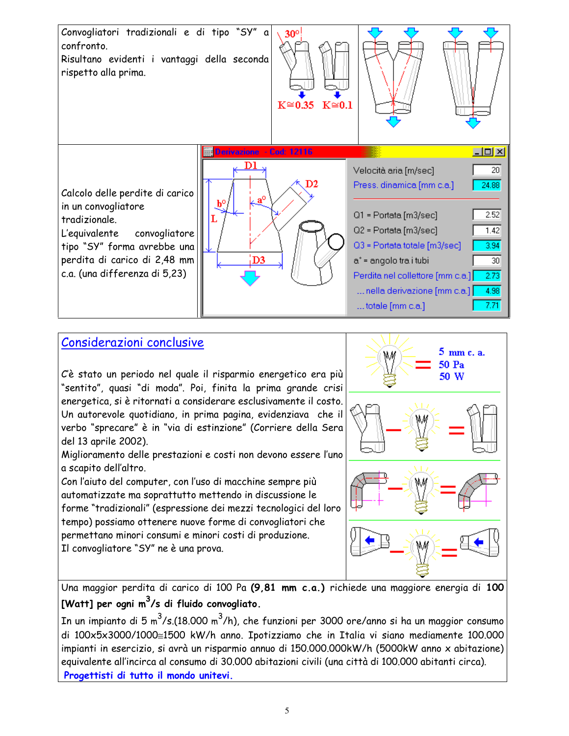Convogliatori tradizionali e di tipo "SY" a confronto.
Risultano evidenti i vantaggi della seconda rispetto alla prima.

Calcolo delle perdite di carico in un convogliatore tradizionale.
L'equivalente convogliatore tipo "SY" forma avrebbe una perdita di carico di 2,48 mm c.a. (una differenza di 5,23)

## Considerazioni conclusive

C'è stato un periodo nel quale il risparmio energetico era più "sentito", quasi "di moda". Poi, finita la prima grande crisi energetica, si è ritornati a considerare esclusivamente il costo.
Un autorevole quotidiano, in prima pagina, evidenziava che il verbo "sprecare" è in "via di estinzione" (Corriere della Sera del 13 aprile 2002).
Miglioramento delle prestazioni e costi non devono essere l'uno a scapito dell'altro.
Con l'aiuto del computer, con l'uso di macchine sempre più automatizzate ma soprattutto mettendo in discussione le forme "tradizionali" (espressione dei mezzi tecnologici del loro tempo) possiamo ottenere nuove forme di convogliatori che permettano minori consumi e minori costi di produzione.
Il convogliatore "SY" ne è una prova.

Una maggior perdita di carico di 100 Pa **(9,81 mm c.a.)** richiede una maggiore energia di **100 [Watt] per ogni m$^3$/s di fluido convogliato.**

In un impianto di 5 m$^3$/s.(18.000 m$^3$/h), che funzioni per 3000 ore/anno si ha un maggior consumo di 100x5x3000/1000≅1500 kW/h anno. Ipotizziamo che in Italia vi siano mediamente 100.000 impianti in esercizio, si avrà un risparmio annuo di 150.000.000kW/h (5000kW anno x abitazione) equivalente all'incirca al consumo di 30.000 abitazioni civili (una città di 100.000 abitanti circa).

**Progettisti di tutto il mondo unitevi.**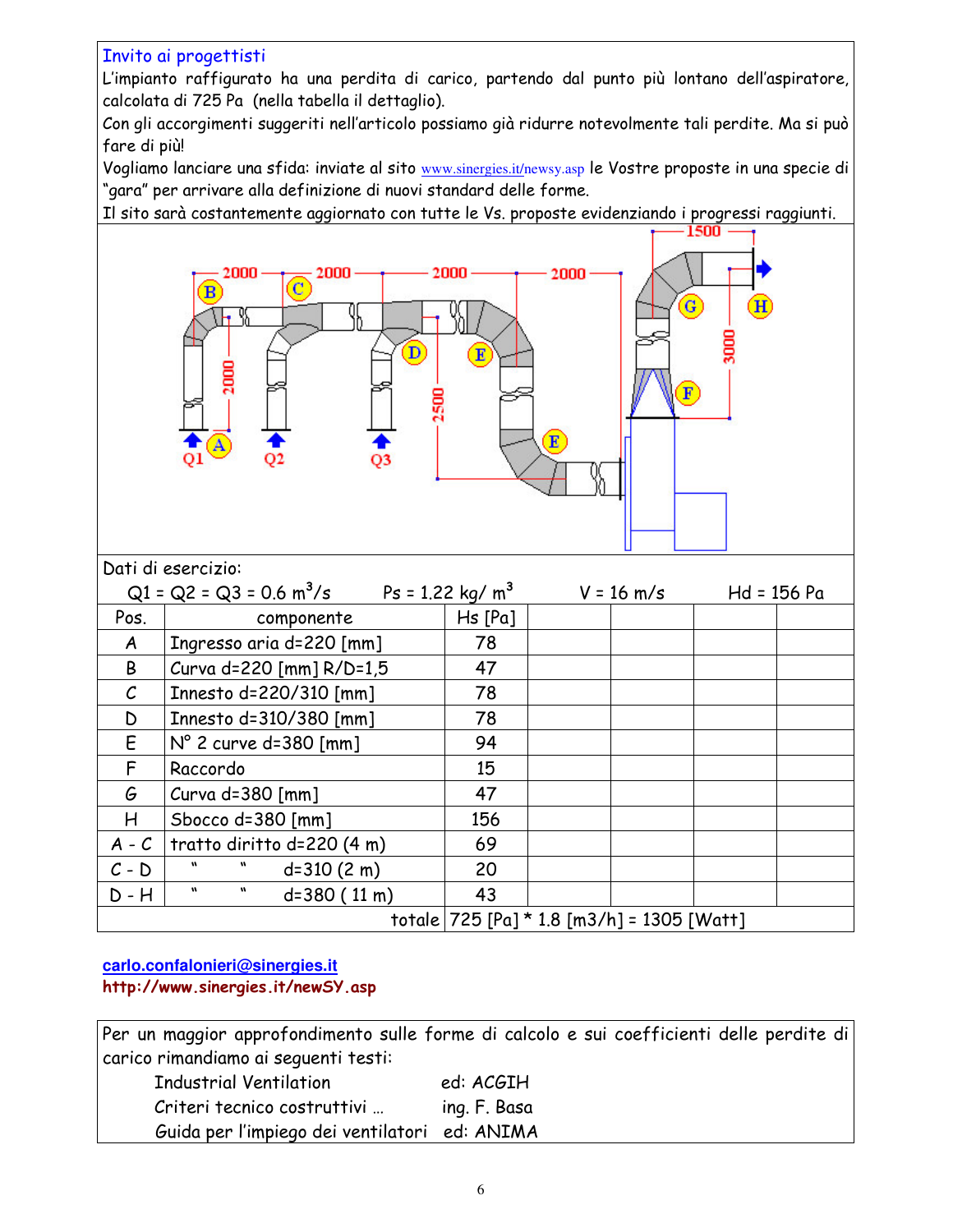## Invito ai progettisti

L'impianto raffigurato ha una perdita di carico, partendo dal punto più lontano dell'aspiratore, calcolata di 725 Pa (nella tabella il dettaglio).

Con gli accorgimenti suggeriti nell'articolo possiamo già ridurre notevolmente tali perdite. Ma si può fare di più!

Vogliamo lanciare una sfida: inviate al sito www.sinergies.it/newsy.asp le Vostre proposte in una specie di "gara" per arrivare alla definizione di nuovi standard delle forme.

Il sito sarà costantemente aggiornato con tutte le Vs. proposte evidenziando i progressi raggiunti.

2000 2000 2000 2000 1500

B C D E G H F E A

2000 2500 3000

Q1 Q2 Q3

Dati di esercizio:

$Q1 = Q2 = Q3 = 0.6\ m^3/s$ $\quad$ $Ps = 1.22\ kg/m^3$ $\quad$ $V = 16\ m/s$ $\quad$ $Hd = 156\ Pa$

| Pos. | componente | Hs [Pa] | | | | |
|---|---|---|---|---|---|---|
| A | Ingresso aria d=220 [mm] | 78 | | | | |
| B | Curva d=220 [mm] R/D=1,5 | 47 | | | | |
| C | Innesto d=220/310 [mm] | 78 | | | | |
| D | Innesto d=310/380 [mm] | 78 | | | | |
| E | N° 2 curve d=380 [mm] | 94 | | | | |
| F | Raccordo | 15 | | | | |
| G | Curva d=380 [mm] | 47 | | | | |
| H | Sbocco d=380 [mm] | 156 | | | | |
| A - C | tratto diritto d=220 (4 m) | 69 | | | | |
| C - D | " " d=310 (2 m) | 20 | | | | |
| D - H | " " d=380 ( 11 m) | 43 | | | | |
| | totale | 725 [Pa] * 1.8 [m3/h] = 1305 [Watt] | | | | |

**carlo.confalonieri@sinergies.it**
**http://www.sinergies.it/newSY.asp**

Per un maggior approfondimento sulle forme di calcolo e sui coefficienti delle perdite di carico rimandiamo ai seguenti testi:

- Industrial Ventilation — ed: ACGIH
- Criteri tecnico costruttivi … — ing. F. Basa
- Guida per l'impiego dei ventilatori — ed: ANIMA